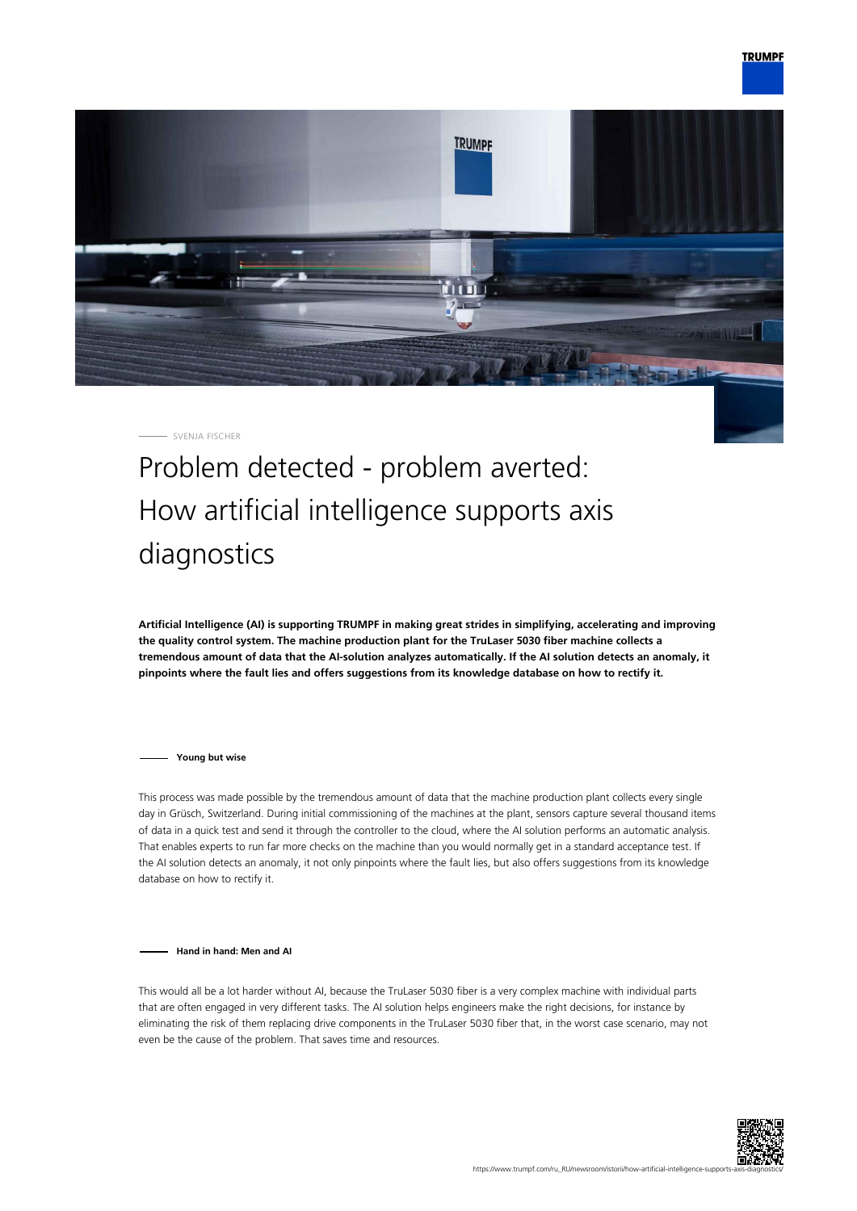SVENJA FISCHER

# Problem detected - problem averted: How artificial intelligence supports axis diagnostics

**Artificial Intelligence (AI) is supporting TRUMPF in making great strides in simplifying, accelerating and improving the quality control system. The machine production plant for the TruLaser 5030 fiber machine collects a tremendous amount of data that the AI-solution analyzes automatically. If the AI solution detects an anomaly, it pinpoints where the fault lies and offers suggestions from its knowledge database on how to rectify it.**

### Young but wise

This process was made possible by the tremendous amount of data that the machine production plant collects every single day in Grüsch, Switzerland. During initial commissioning of the machines at the plant, sensors capture several thousand items of data in a quick test and send it through the controller to the cloud, where the AI solution performs an automatic analysis. That enables experts to run far more checks on the machine than you would normally get in a standard acceptance test. If the AI solution detects an anomaly, it not only pinpoints where the fault lies, but also offers suggestions from its knowledge database on how to rectify it.

### Hand in hand: Men and AI

This would all be a lot harder without AI, because the TruLaser 5030 fiber is a very complex machine with individual parts that are often engaged in very different tasks. The AI solution helps engineers make the right decisions, for instance by eliminating the risk of them replacing drive components in the TruLaser 5030 fiber that, in the worst case scenario, may not even be the cause of the problem. That saves time and resources.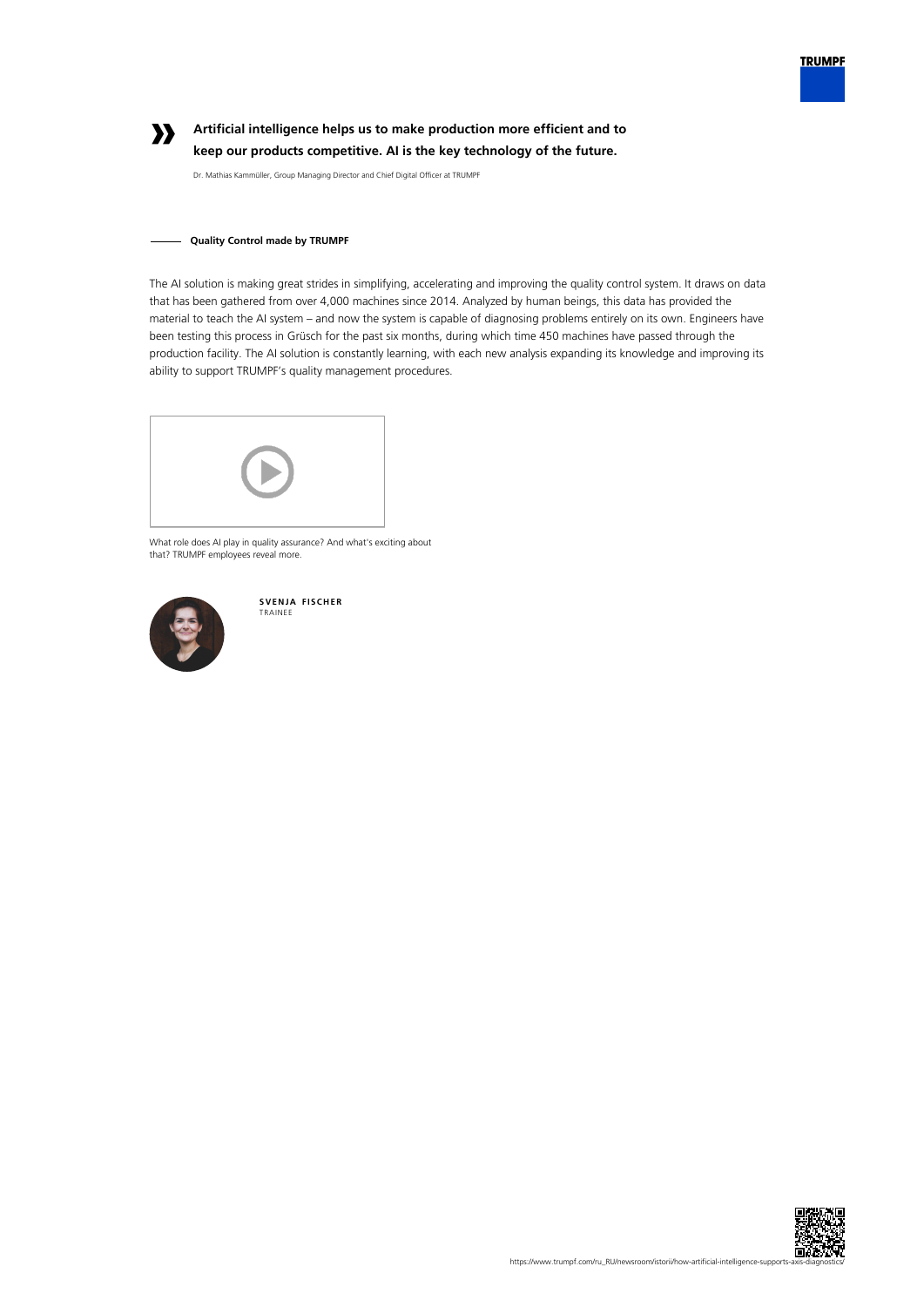> **Artificial intelligence helps us to make production more efficient and to keep our products competitive. AI is the key technology of the future.**
>
> Dr. Mathias Kammüller, Group Managing Director and Chief Digital Officer at TRUMPF

## Quality Control made by TRUMPF

The AI solution is making great strides in simplifying, accelerating and improving the quality control system. It draws on data that has been gathered from over 4,000 machines since 2014. Analyzed by human beings, this data has provided the material to teach the AI system – and now the system is capable of diagnosing problems entirely on its own. Engineers have been testing this process in Grüsch for the past six months, during which time 450 machines have passed through the production facility. The AI solution is constantly learning, with each new analysis expanding its knowledge and improving its ability to support TRUMPF's quality management procedures.

What role does AI play in quality assurance? And what's exciting about that? TRUMPF employees reveal more.

**SVENJA FISCHER**
TRAINEE

https://www.trumpf.com/ru_RU/newsroom/istorii/how-artificial-intelligence-supports-axis-diagnostics/